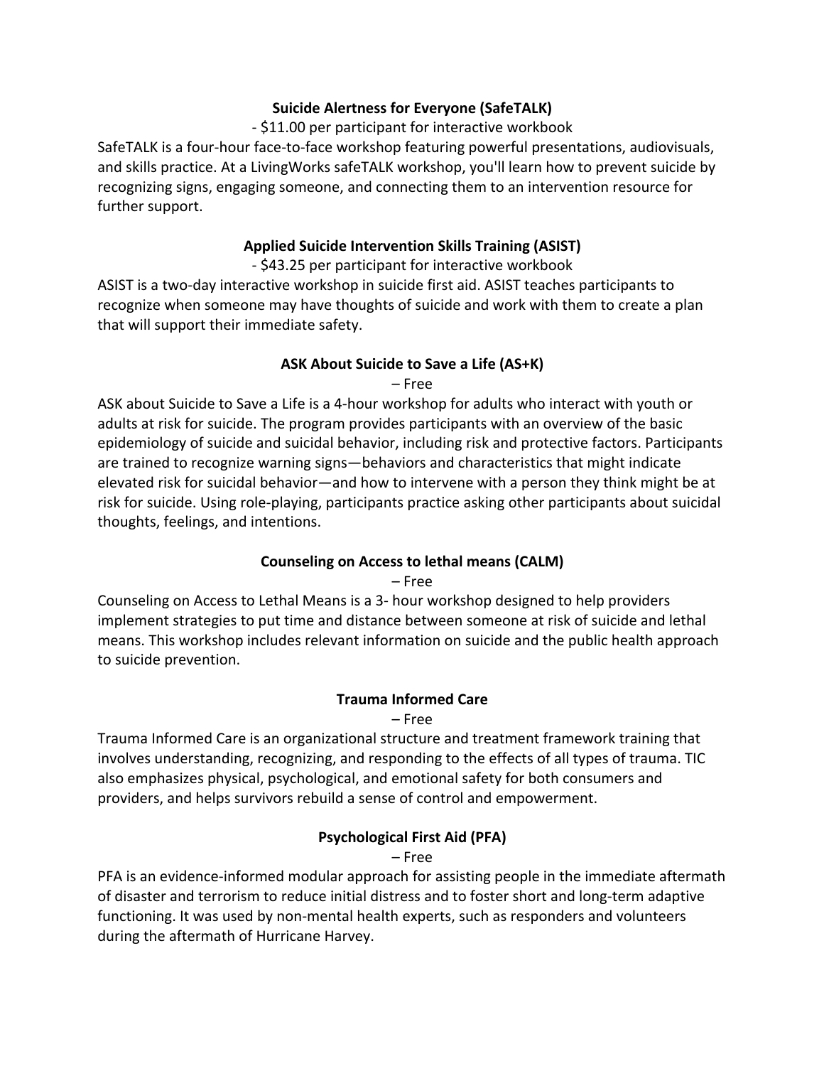**Suicide Alertness for Everyone (SafeTALK)**

- $11.00 per participant for interactive workbook

SafeTALK is a four-hour face-to-face workshop featuring powerful presentations, audiovisuals, and skills practice. At a LivingWorks safeTALK workshop, you'll learn how to prevent suicide by recognizing signs, engaging someone, and connecting them to an intervention resource for further support.

**Applied Suicide Intervention Skills Training (ASIST)**

- $43.25 per participant for interactive workbook

ASIST is a two-day interactive workshop in suicide first aid. ASIST teaches participants to recognize when someone may have thoughts of suicide and work with them to create a plan that will support their immediate safety.

**ASK About Suicide to Save a Life (AS+K)**

– Free

ASK about Suicide to Save a Life is a 4-hour workshop for adults who interact with youth or adults at risk for suicide. The program provides participants with an overview of the basic epidemiology of suicide and suicidal behavior, including risk and protective factors. Participants are trained to recognize warning signs—behaviors and characteristics that might indicate elevated risk for suicidal behavior—and how to intervene with a person they think might be at risk for suicide. Using role-playing, participants practice asking other participants about suicidal thoughts, feelings, and intentions.

**Counseling on Access to lethal means (CALM)**

– Free

Counseling on Access to Lethal Means is a 3- hour workshop designed to help providers implement strategies to put time and distance between someone at risk of suicide and lethal means. This workshop includes relevant information on suicide and the public health approach to suicide prevention.

**Trauma Informed Care**

– Free

Trauma Informed Care is an organizational structure and treatment framework training that involves understanding, recognizing, and responding to the effects of all types of trauma. TIC also emphasizes physical, psychological, and emotional safety for both consumers and providers, and helps survivors rebuild a sense of control and empowerment.

**Psychological First Aid (PFA)**

– Free

PFA is an evidence-informed modular approach for assisting people in the immediate aftermath of disaster and terrorism to reduce initial distress and to foster short and long-term adaptive functioning. It was used by non-mental health experts, such as responders and volunteers during the aftermath of Hurricane Harvey.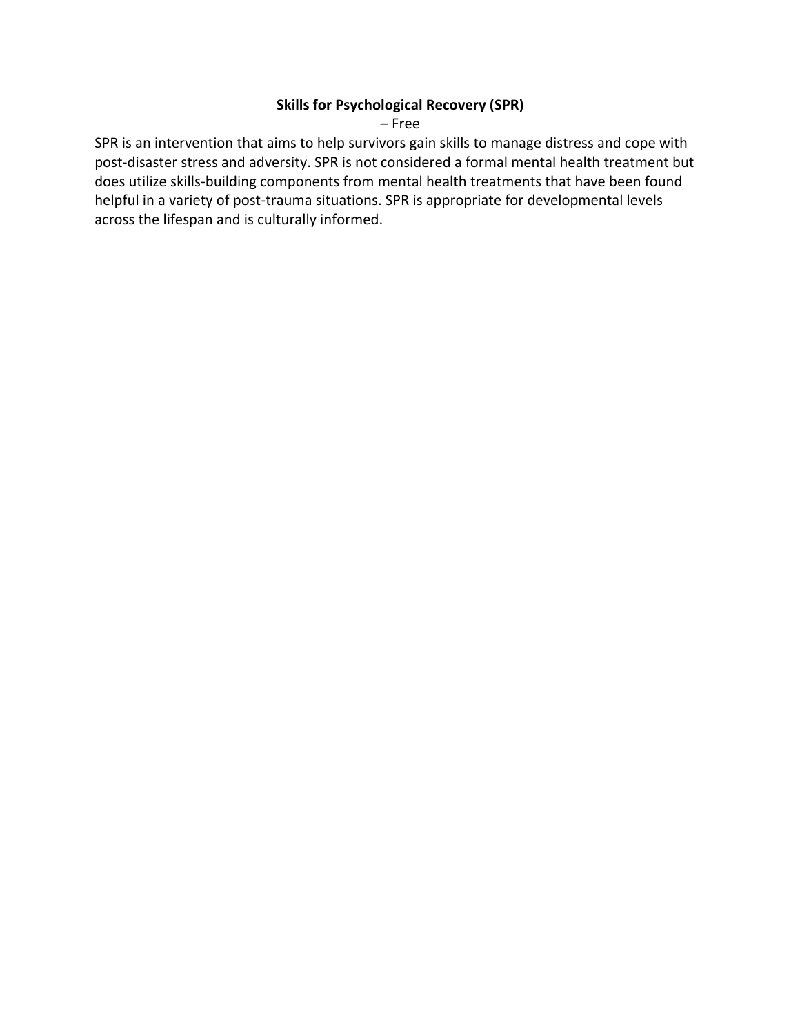**Skills for Psychological Recovery (SPR)**

– Free

SPR is an intervention that aims to help survivors gain skills to manage distress and cope with post-disaster stress and adversity. SPR is not considered a formal mental health treatment but does utilize skills-building components from mental health treatments that have been found helpful in a variety of post-trauma situations. SPR is appropriate for developmental levels across the lifespan and is culturally informed.